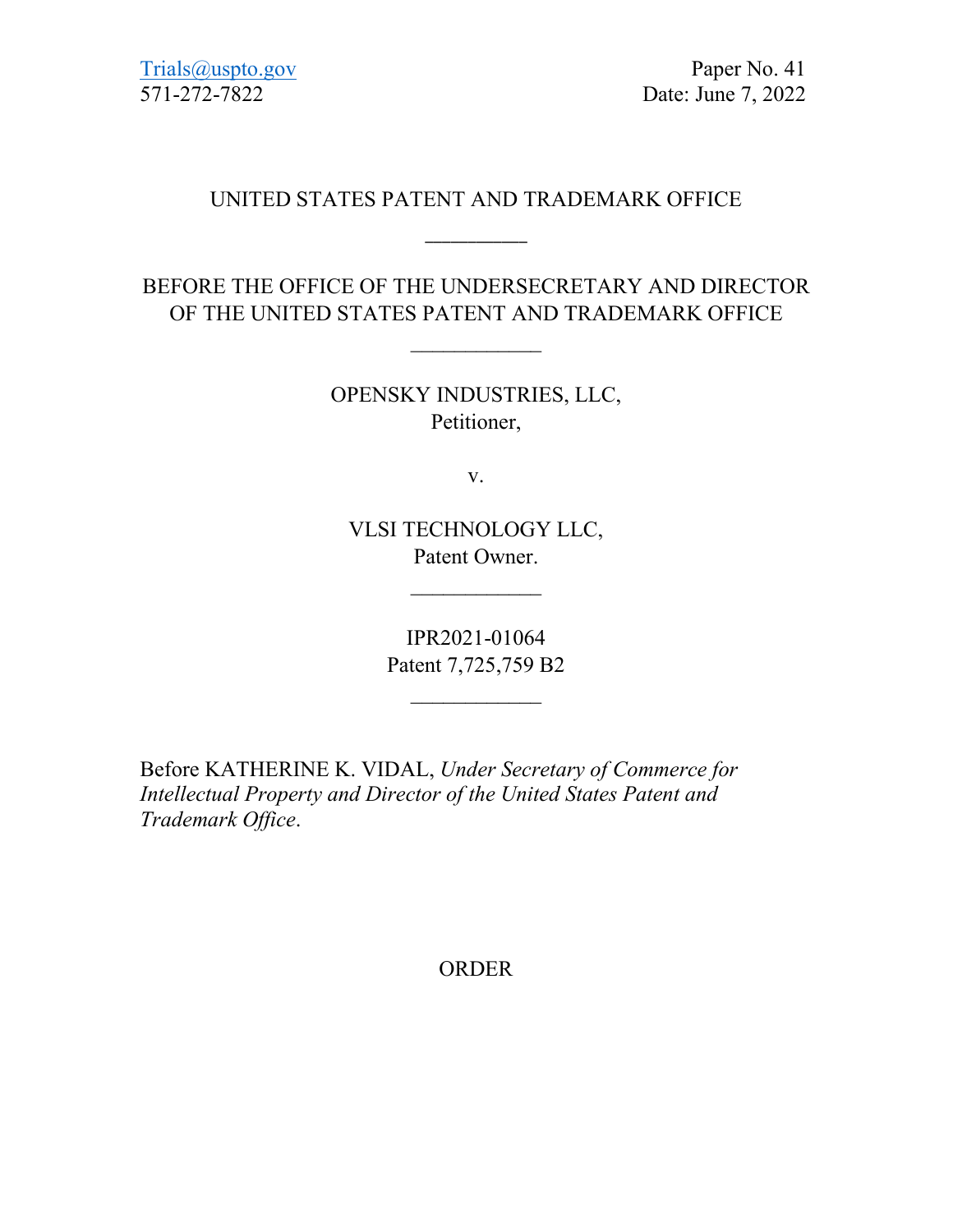Trials@uspto.gov
571-272-7822

Paper No. 41
Date: June 7, 2022

UNITED STATES PATENT AND TRADEMARK OFFICE

_________

BEFORE THE OFFICE OF THE UNDERSECRETARY AND DIRECTOR OF THE UNITED STATES PATENT AND TRADEMARK OFFICE

____________

OPENSKY INDUSTRIES, LLC,
Petitioner,

v.

VLSI TECHNOLOGY LLC,
Patent Owner.

____________

IPR2021-01064
Patent 7,725,759 B2

____________

Before KATHERINE K. VIDAL, *Under Secretary of Commerce for Intellectual Property and Director of the United States Patent and Trademark Office*.

ORDER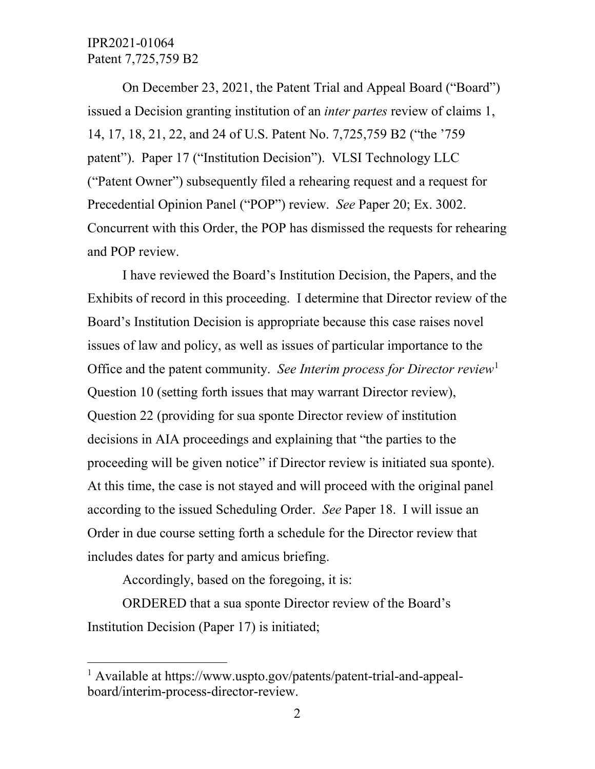On December 23, 2021, the Patent Trial and Appeal Board ("Board") issued a Decision granting institution of an *inter partes* review of claims 1, 14, 17, 18, 21, 22, and 24 of U.S. Patent No. 7,725,759 B2 ("the '759 patent"). Paper 17 ("Institution Decision"). VLSI Technology LLC ("Patent Owner") subsequently filed a rehearing request and a request for Precedential Opinion Panel ("POP") review. *See* Paper 20; Ex. 3002. Concurrent with this Order, the POP has dismissed the requests for rehearing and POP review.

I have reviewed the Board's Institution Decision, the Papers, and the Exhibits of record in this proceeding. I determine that Director review of the Board's Institution Decision is appropriate because this case raises novel issues of law and policy, as well as issues of particular importance to the Office and the patent community. *See Interim process for Director review*[1] Question 10 (setting forth issues that may warrant Director review), Question 22 (providing for sua sponte Director review of institution decisions in AIA proceedings and explaining that "the parties to the proceeding will be given notice" if Director review is initiated sua sponte). At this time, the case is not stayed and will proceed with the original panel according to the issued Scheduling Order. *See* Paper 18. I will issue an Order in due course setting forth a schedule for the Director review that includes dates for party and amicus briefing.

Accordingly, based on the foregoing, it is:

ORDERED that a sua sponte Director review of the Board's Institution Decision (Paper 17) is initiated;

---

[1] Available at https://www.uspto.gov/patents/patent-trial-and-appeal-board/interim-process-director-review.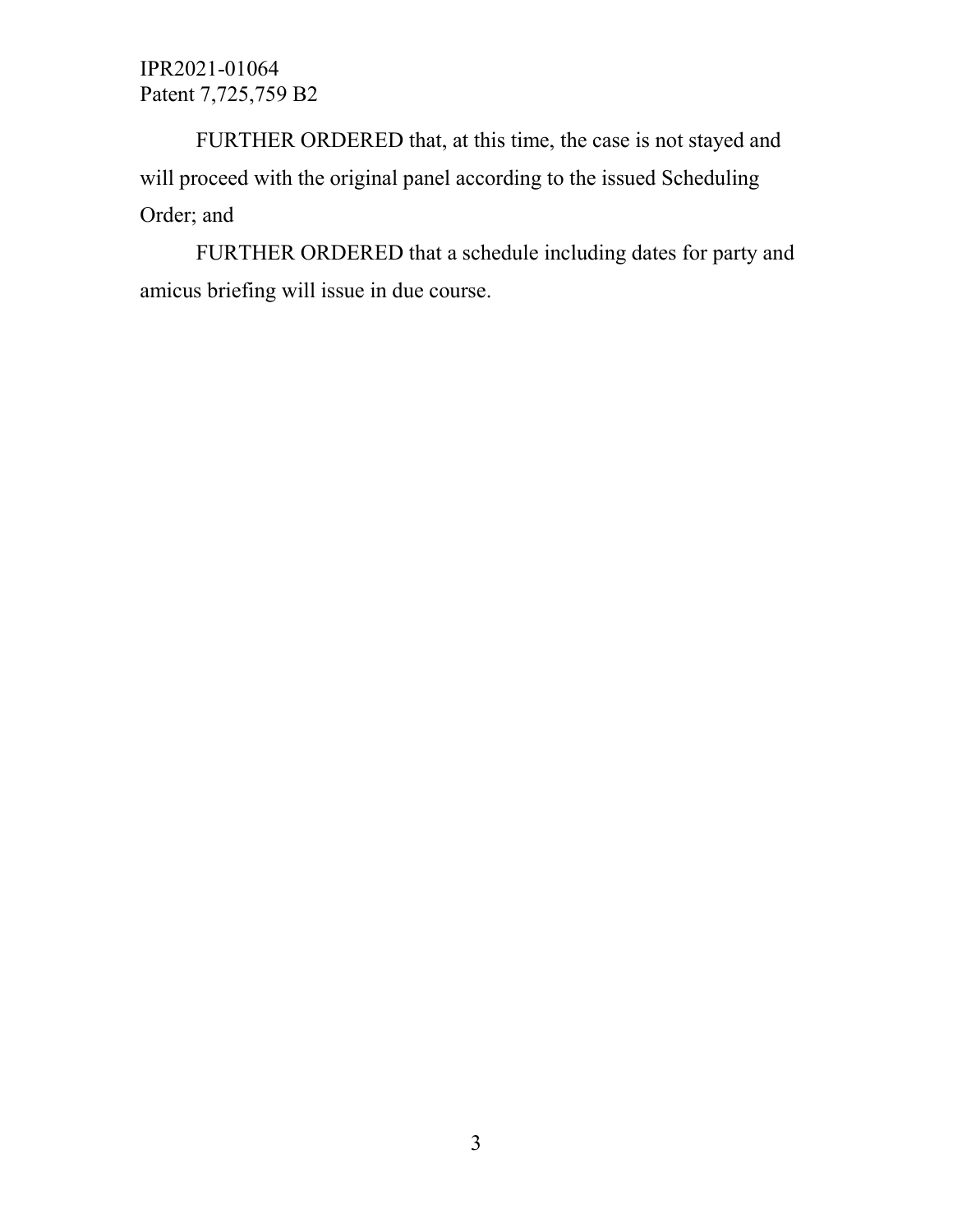FURTHER ORDERED that, at this time, the case is not stayed and will proceed with the original panel according to the issued Scheduling Order; and

FURTHER ORDERED that a schedule including dates for party and amicus briefing will issue in due course.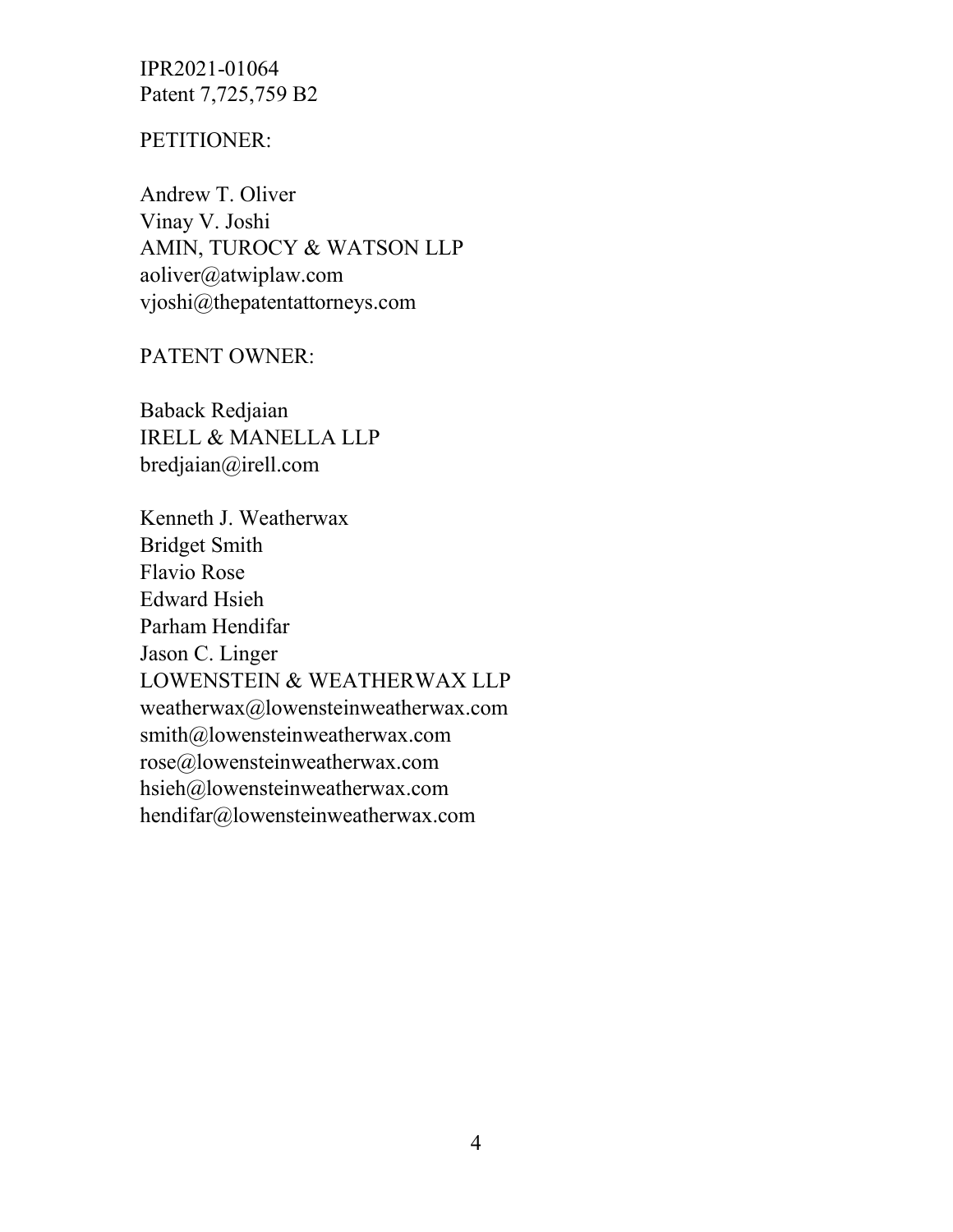IPR2021-01064
Patent 7,725,759 B2

PETITIONER:

Andrew T. Oliver
Vinay V. Joshi
AMIN, TUROCY & WATSON LLP
aoliver@atwiplaw.com
vjoshi@thepatentattorneys.com

PATENT OWNER:

Baback Redjaian
IRELL & MANELLA LLP
bredjaian@irell.com

Kenneth J. Weatherwax
Bridget Smith
Flavio Rose
Edward Hsieh
Parham Hendifar
Jason C. Linger
LOWENSTEIN & WEATHERWAX LLP
weatherwax@lowensteinweatherwax.com
smith@lowensteinweatherwax.com
rose@lowensteinweatherwax.com
hsieh@lowensteinweatherwax.com
hendifar@lowensteinweatherwax.com